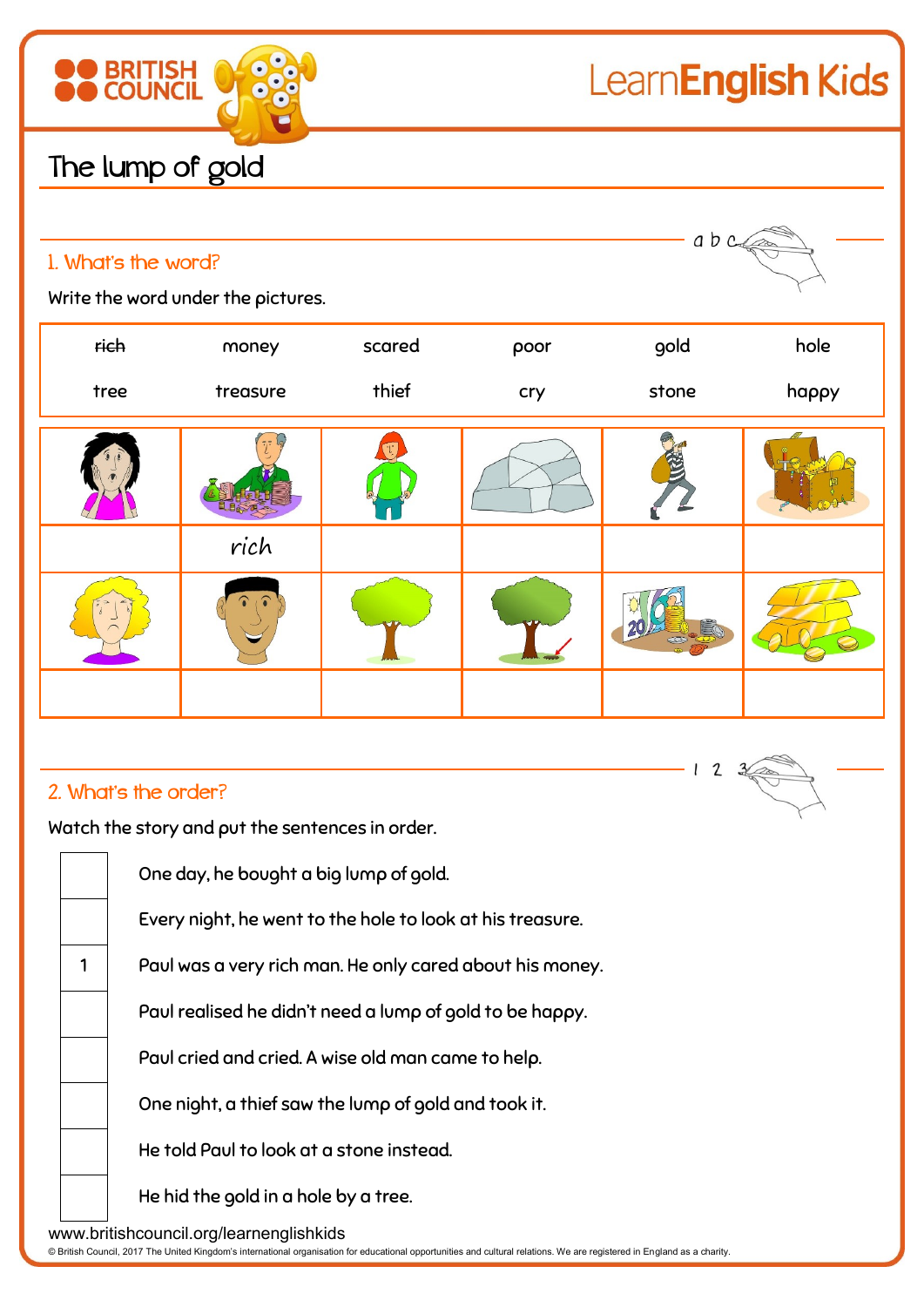# The lump of gold

## 1. What's the word?

Write the word under the pictures.

| ~~rich~~ | money | scared | poor | gold | hole |
|---|---|---|---|---|---|
| tree | treasure | thief | cry | stone | happy |

| | | | | | |
|---|---|---|---|---|---|
| | rich | | | | |
| | | | | | |

## 2. What's the order?

Watch the story and put the sentences in order.

| | |
|---|---|
| | One day, he bought a big lump of gold. |
| | Every night, he went to the hole to look at his treasure. |
| 1 | Paul was a very rich man. He only cared about his money. |
| | Paul realised he didn't need a lump of gold to be happy. |
| | Paul cried and cried. A wise old man came to help. |
| | One night, a thief saw the lump of gold and took it. |
| | He told Paul to look at a stone instead. |
| | He hid the gold in a hole by a tree. |

www.britishcouncil.org/learnenglishkids

© British Council, 2017 The United Kingdom's international organisation for educational opportunities and cultural relations. We are registered in England as a charity.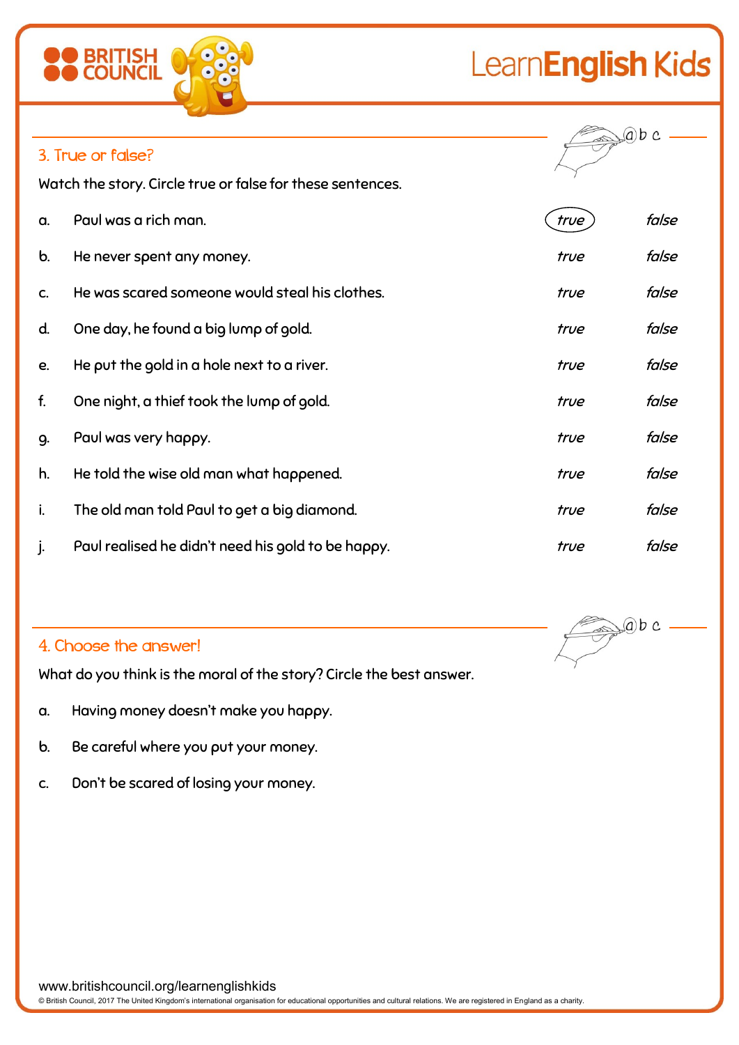## 3. True or false?

Watch the story. Circle true or false for these sentences.

| | | | |
|---|---|---|---|
| a. | Paul was a rich man. | (*true*) | *false* |
| b. | He never spent any money. | *true* | *false* |
| c. | He was scared someone would steal his clothes. | *true* | *false* |
| d. | One day, he found a big lump of gold. | *true* | *false* |
| e. | He put the gold in a hole next to a river. | *true* | *false* |
| f. | One night, a thief took the lump of gold. | *true* | *false* |
| g. | Paul was very happy. | *true* | *false* |
| h. | He told the wise old man what happened. | *true* | *false* |
| i. | The old man told Paul to get a big diamond. | *true* | *false* |
| j. | Paul realised he didn't need his gold to be happy. | *true* | *false* |

## 4. Choose the answer!

What do you think is the moral of the story? Circle the best answer.

a. Having money doesn't make you happy.

b. Be careful where you put your money.

c. Don't be scared of losing your money.

www.britishcouncil.org/learnenglishkids

© British Council, 2017 The United Kingdom's international organisation for educational opportunities and cultural relations. We are registered in England as a charity.